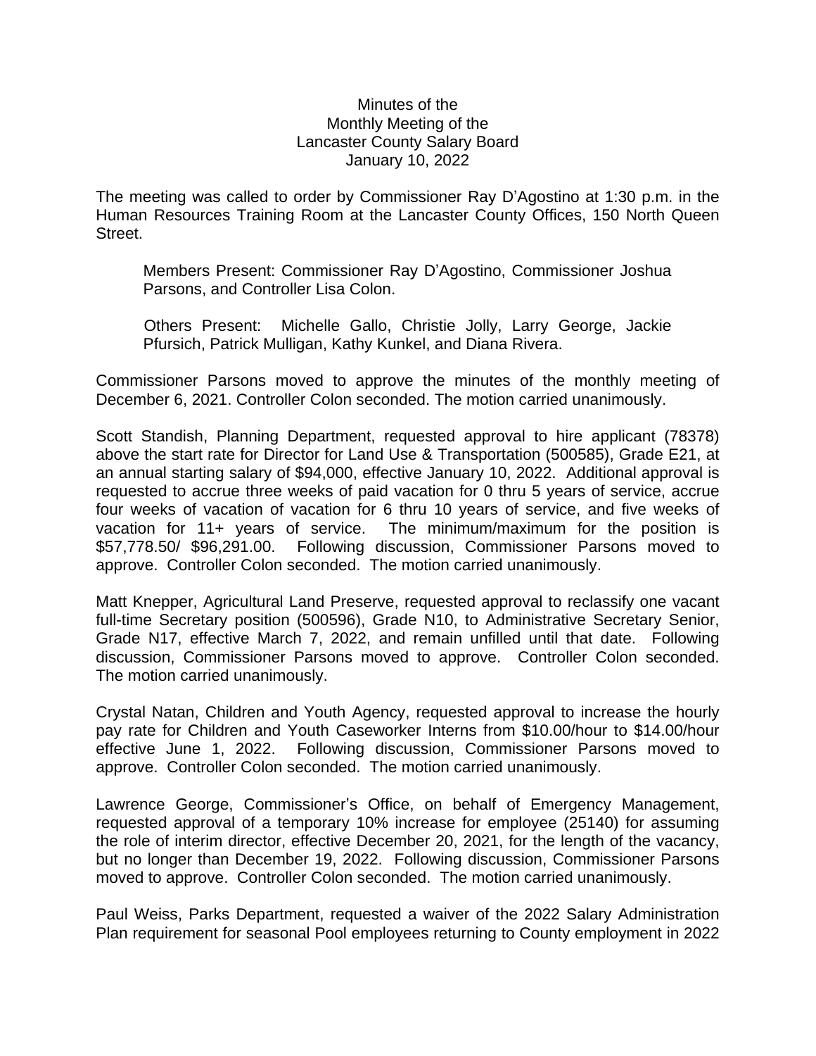Minutes of the
Monthly Meeting of the
Lancaster County Salary Board
January 10, 2022

The meeting was called to order by Commissioner Ray D'Agostino at 1:30 p.m. in the Human Resources Training Room at the Lancaster County Offices, 150 North Queen Street.

Members Present: Commissioner Ray D'Agostino, Commissioner Joshua Parsons, and Controller Lisa Colon.

Others Present: Michelle Gallo, Christie Jolly, Larry George, Jackie Pfursich, Patrick Mulligan, Kathy Kunkel, and Diana Rivera.

Commissioner Parsons moved to approve the minutes of the monthly meeting of December 6, 2021. Controller Colon seconded. The motion carried unanimously.

Scott Standish, Planning Department, requested approval to hire applicant (78378) above the start rate for Director for Land Use & Transportation (500585), Grade E21, at an annual starting salary of $94,000, effective January 10, 2022. Additional approval is requested to accrue three weeks of paid vacation for 0 thru 5 years of service, accrue four weeks of vacation of vacation for 6 thru 10 years of service, and five weeks of vacation for 11+ years of service. The minimum/maximum for the position is $57,778.50/ $96,291.00. Following discussion, Commissioner Parsons moved to approve. Controller Colon seconded. The motion carried unanimously.

Matt Knepper, Agricultural Land Preserve, requested approval to reclassify one vacant full-time Secretary position (500596), Grade N10, to Administrative Secretary Senior, Grade N17, effective March 7, 2022, and remain unfilled until that date. Following discussion, Commissioner Parsons moved to approve. Controller Colon seconded. The motion carried unanimously.

Crystal Natan, Children and Youth Agency, requested approval to increase the hourly pay rate for Children and Youth Caseworker Interns from $10.00/hour to $14.00/hour effective June 1, 2022. Following discussion, Commissioner Parsons moved to approve. Controller Colon seconded. The motion carried unanimously.

Lawrence George, Commissioner's Office, on behalf of Emergency Management, requested approval of a temporary 10% increase for employee (25140) for assuming the role of interim director, effective December 20, 2021, for the length of the vacancy, but no longer than December 19, 2022. Following discussion, Commissioner Parsons moved to approve. Controller Colon seconded. The motion carried unanimously.

Paul Weiss, Parks Department, requested a waiver of the 2022 Salary Administration Plan requirement for seasonal Pool employees returning to County employment in 2022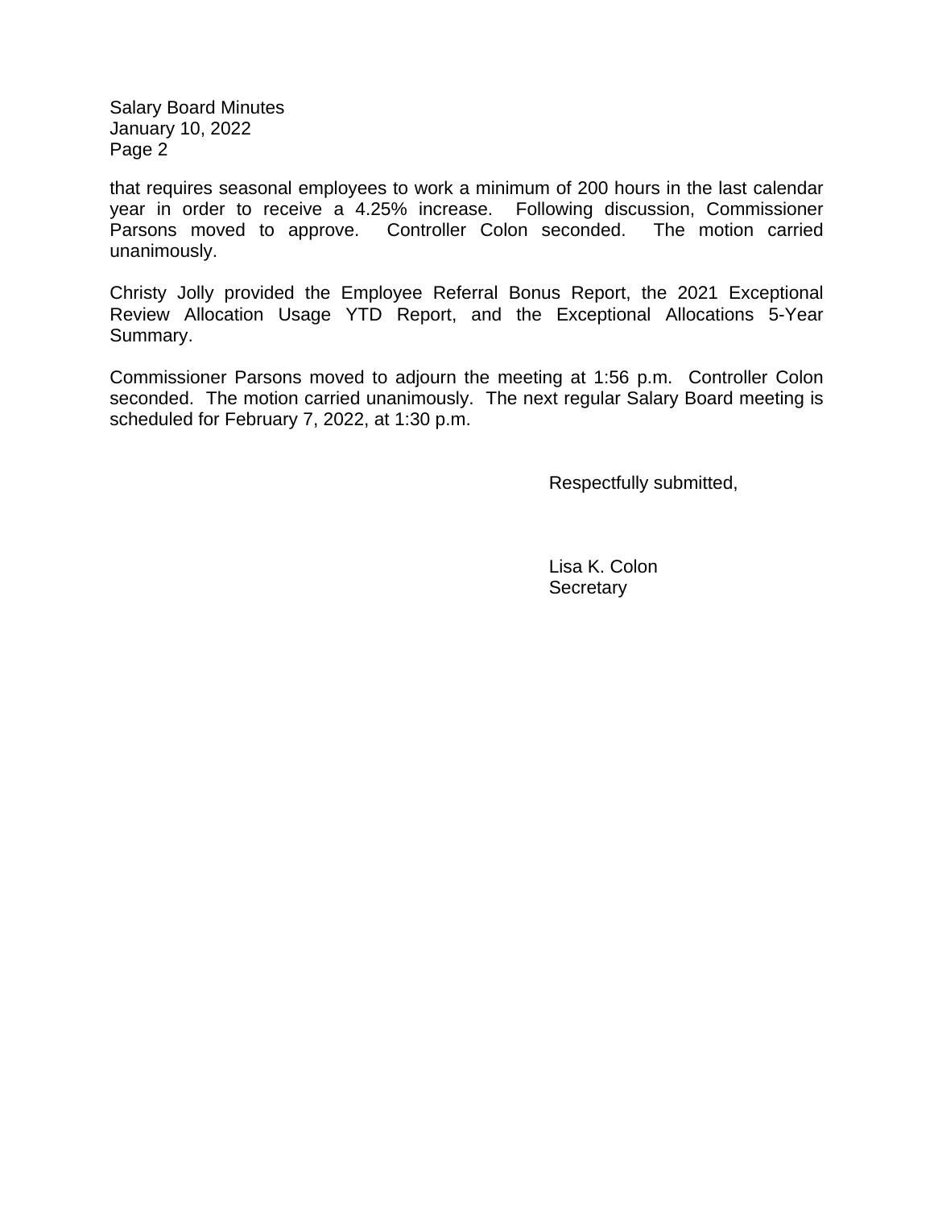that requires seasonal employees to work a minimum of 200 hours in the last calendar year in order to receive a 4.25% increase. Following discussion, Commissioner Parsons moved to approve. Controller Colon seconded. The motion carried unanimously.

Christy Jolly provided the Employee Referral Bonus Report, the 2021 Exceptional Review Allocation Usage YTD Report, and the Exceptional Allocations 5-Year Summary.

Commissioner Parsons moved to adjourn the meeting at 1:56 p.m. Controller Colon seconded. The motion carried unanimously. The next regular Salary Board meeting is scheduled for February 7, 2022, at 1:30 p.m.

Respectfully submitted,

Lisa K. Colon
Secretary